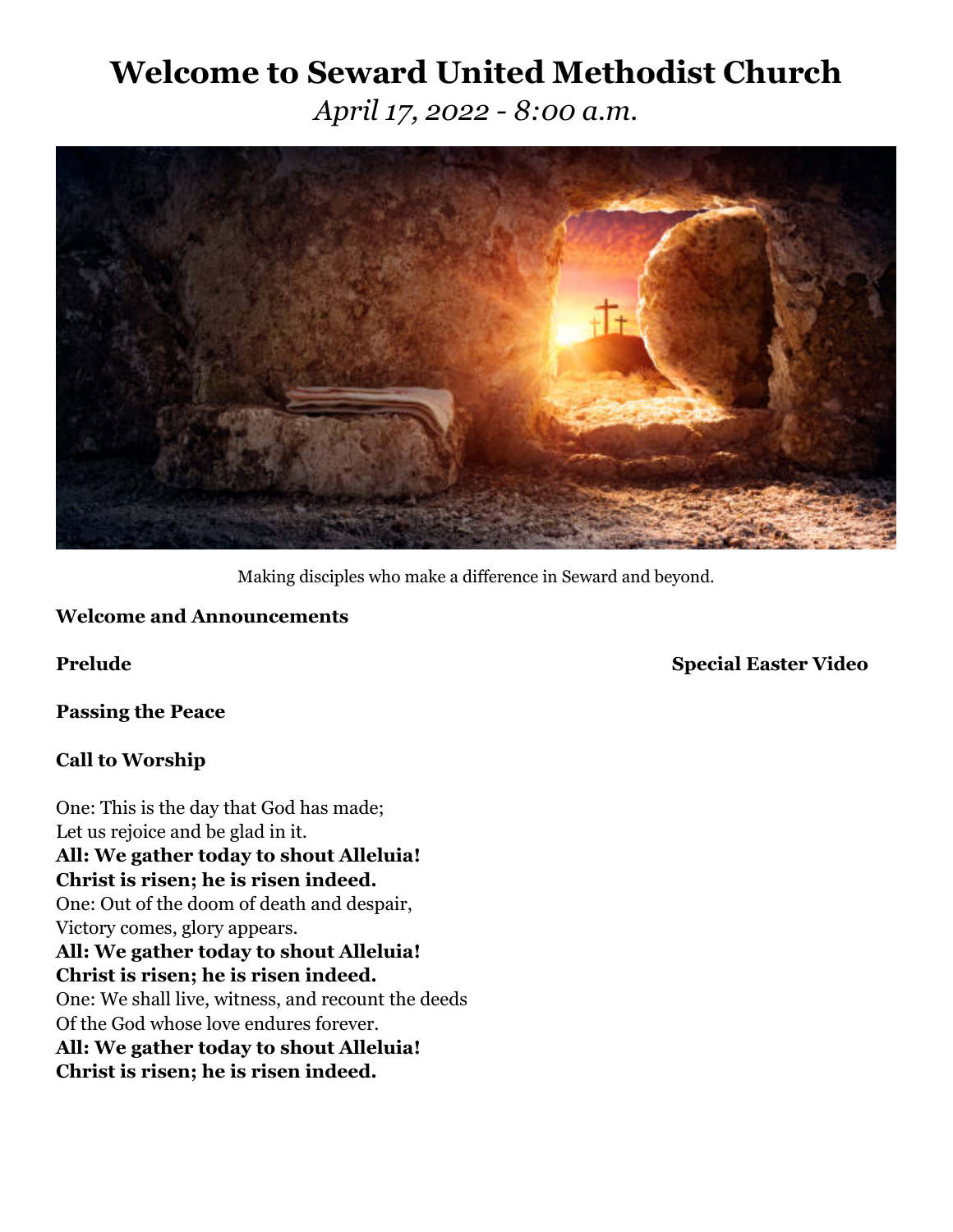# Welcome to Seward United Methodist Church

*April 17, 2022 - 8:00 a.m.*

Making disciples who make a difference in Seward and beyond.

**Welcome and Announcements**

**Prelude** **Special Easter Video**

**Passing the Peace**

**Call to Worship**

One: This is the day that God has made;
Let us rejoice and be glad in it.
**All: We gather today to shout Alleluia!**
**Christ is risen; he is risen indeed.**
One: Out of the doom of death and despair,
Victory comes, glory appears.
**All: We gather today to shout Alleluia!**
**Christ is risen; he is risen indeed.**
One: We shall live, witness, and recount the deeds
Of the God whose love endures forever.
**All: We gather today to shout Alleluia!**
**Christ is risen; he is risen indeed.**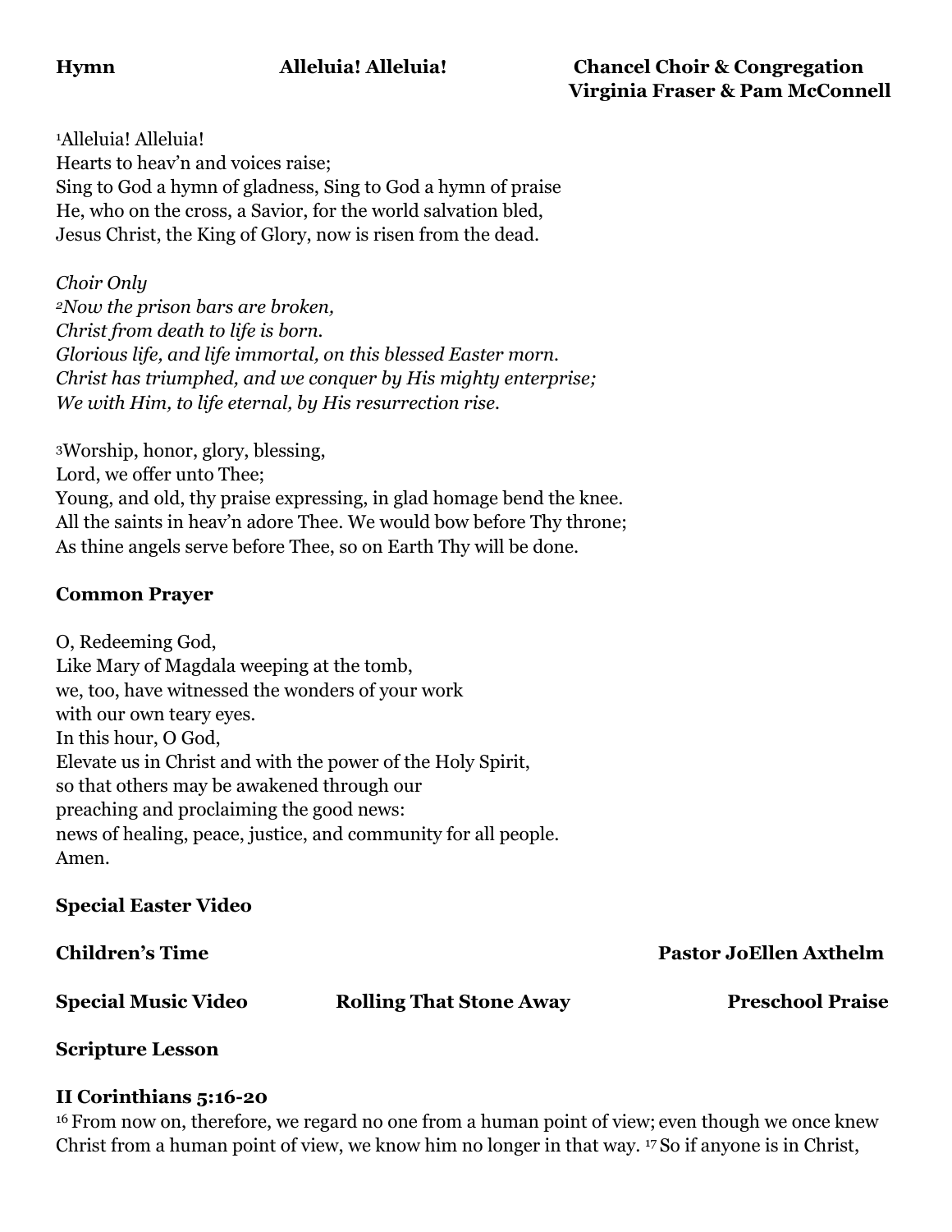**Hymn** **Alleluia! Alleluia!** **Chancel Choir & Congregation**
**Virginia Fraser & Pam McConnell**

[1]Alleluia! Alleluia!
Hearts to heav'n and voices raise;
Sing to God a hymn of gladness, Sing to God a hymn of praise
He, who on the cross, a Savior, for the world salvation bled,
Jesus Christ, the King of Glory, now is risen from the dead.

*Choir Only*
*[2]Now the prison bars are broken,*
*Christ from death to life is born.*
*Glorious life, and life immortal, on this blessed Easter morn.*
*Christ has triumphed, and we conquer by His mighty enterprise;*
*We with Him, to life eternal, by His resurrection rise.*

[3]Worship, honor, glory, blessing,
Lord, we offer unto Thee;
Young, and old, thy praise expressing, in glad homage bend the knee.
All the saints in heav'n adore Thee. We would bow before Thy throne;
As thine angels serve before Thee, so on Earth Thy will be done.

**Common Prayer**

O, Redeeming God,
Like Mary of Magdala weeping at the tomb,
we, too, have witnessed the wonders of your work
with our own teary eyes.
In this hour, O God,
Elevate us in Christ and with the power of the Holy Spirit,
so that others may be awakened through our
preaching and proclaiming the good news:
news of healing, peace, justice, and community for all people.
Amen.

**Special Easter Video**

**Children's Time** **Pastor JoEllen Axthelm**

**Special Music Video** **Rolling That Stone Away** **Preschool Praise**

**Scripture Lesson**

**II Corinthians 5:16-20**
[16] From now on, therefore, we regard no one from a human point of view; even though we once knew Christ from a human point of view, we know him no longer in that way. [17] So if anyone is in Christ,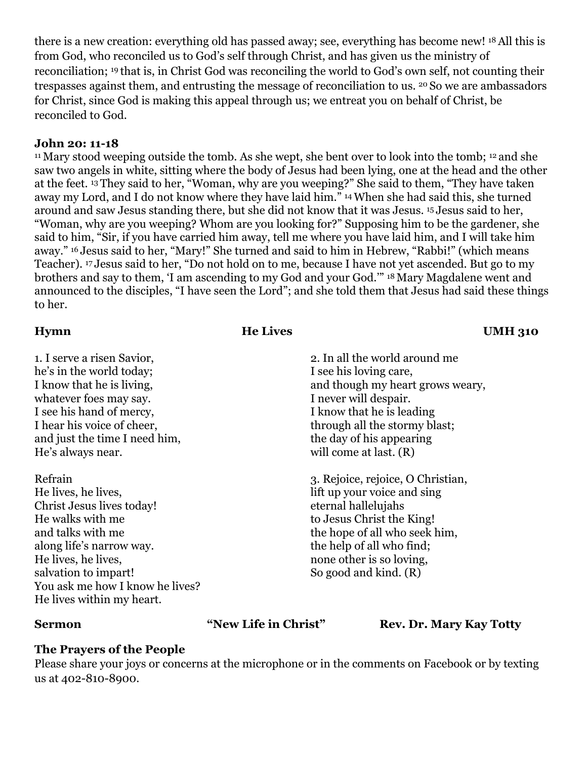there is a new creation: everything old has passed away; see, everything has become new! [18] All this is from God, who reconciled us to God's self through Christ, and has given us the ministry of reconciliation; [19] that is, in Christ God was reconciling the world to God's own self, not counting their trespasses against them, and entrusting the message of reconciliation to us. [20] So we are ambassadors for Christ, since God is making this appeal through us; we entreat you on behalf of Christ, be reconciled to God.

**John 20: 11-18**

[11] Mary stood weeping outside the tomb. As she wept, she bent over to look into the tomb; [12] and she saw two angels in white, sitting where the body of Jesus had been lying, one at the head and the other at the feet. [13] They said to her, "Woman, why are you weeping?" She said to them, "They have taken away my Lord, and I do not know where they have laid him." [14] When she had said this, she turned around and saw Jesus standing there, but she did not know that it was Jesus. [15] Jesus said to her, "Woman, why are you weeping? Whom are you looking for?" Supposing him to be the gardener, she said to him, "Sir, if you have carried him away, tell me where you have laid him, and I will take him away." [16] Jesus said to her, "Mary!" She turned and said to him in Hebrew, "Rabbi!" (which means Teacher). [17] Jesus said to her, "Do not hold on to me, because I have not yet ascended. But go to my brothers and say to them, 'I am ascending to my God and your God.'" [18] Mary Magdalene went and announced to the disciples, "I have seen the Lord"; and she told them that Jesus had said these things to her.

**Hymn** **He Lives** **UMH 310**

1. I serve a risen Savior,
he's in the world today;
I know that he is living,
whatever foes may say.
I see his hand of mercy,
I hear his voice of cheer,
and just the time I need him,
He's always near.

Refrain
He lives, he lives,
Christ Jesus lives today!
He walks with me
and talks with me
along life's narrow way.
He lives, he lives,
salvation to impart!
You ask me how I know he lives?
He lives within my heart.

2. In all the world around me
I see his loving care,
and though my heart grows weary,
I never will despair.
I know that he is leading
through all the stormy blast;
the day of his appearing
will come at last. (R)

3. Rejoice, rejoice, O Christian,
lift up your voice and sing
eternal hallelujahs
to Jesus Christ the King!
the hope of all who seek him,
the help of all who find;
none other is so loving,
So good and kind. (R)

**Sermon** **"New Life in Christ"** **Rev. Dr. Mary Kay Totty**

**The Prayers of the People**

Please share your joys or concerns at the microphone or in the comments on Facebook or by texting us at 402-810-8900.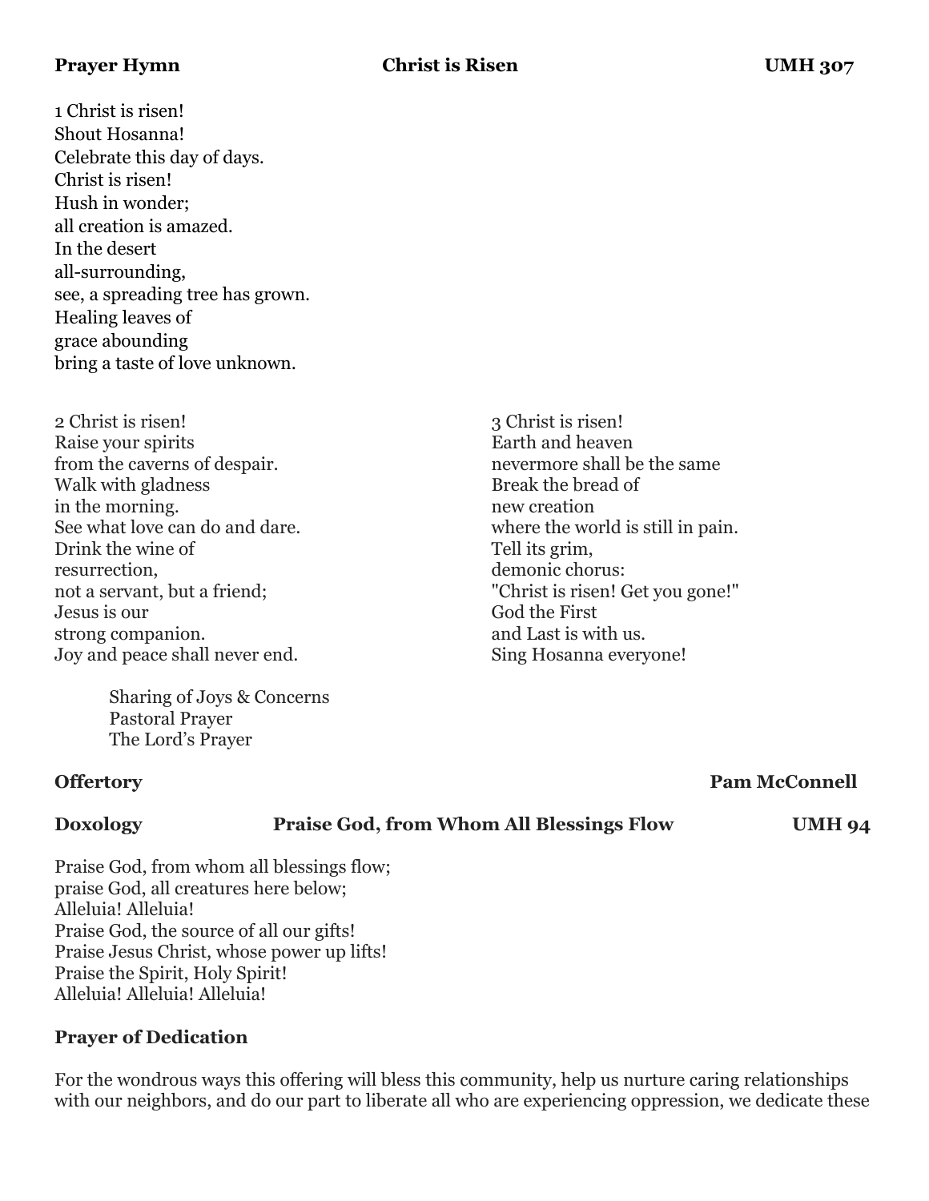**Prayer Hymn** **Christ is Risen** **UMH 307**

1 Christ is risen!
Shout Hosanna!
Celebrate this day of days.
Christ is risen!
Hush in wonder;
all creation is amazed.
In the desert
all-surrounding,
see, a spreading tree has grown.
Healing leaves of
grace abounding
bring a taste of love unknown.

2 Christ is risen!
Raise your spirits
from the caverns of despair.
Walk with gladness
in the morning.
See what love can do and dare.
Drink the wine of
resurrection,
not a servant, but a friend;
Jesus is our
strong companion.
Joy and peace shall never end.

3 Christ is risen!
Earth and heaven
nevermore shall be the same
Break the bread of
new creation
where the world is still in pain.
Tell its grim,
demonic chorus:
"Christ is risen! Get you gone!"
God the First
and Last is with us.
Sing Hosanna everyone!

Sharing of Joys & Concerns
Pastoral Prayer
The Lord's Prayer

**Offertory** **Pam McConnell**

**Doxology** **Praise God, from Whom All Blessings Flow** **UMH 94**

Praise God, from whom all blessings flow;
praise God, all creatures here below;
Alleluia! Alleluia!
Praise God, the source of all our gifts!
Praise Jesus Christ, whose power up lifts!
Praise the Spirit, Holy Spirit!
Alleluia! Alleluia! Alleluia!

**Prayer of Dedication**

For the wondrous ways this offering will bless this community, help us nurture caring relationships with our neighbors, and do our part to liberate all who are experiencing oppression, we dedicate these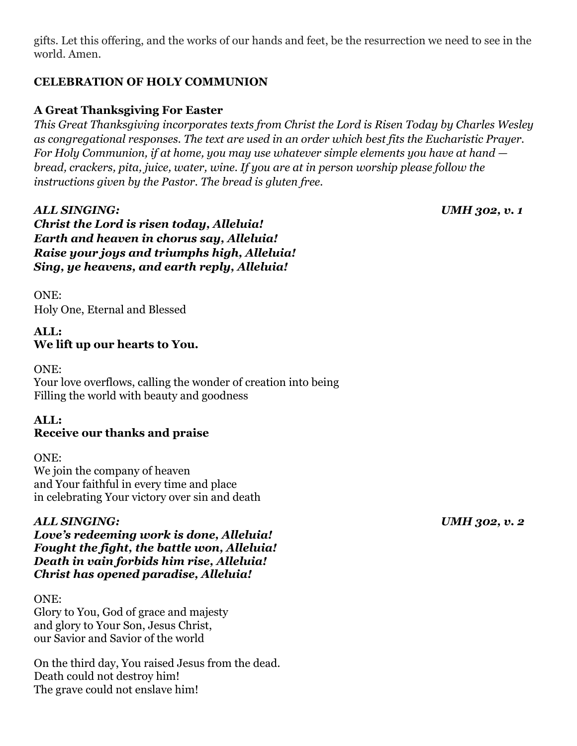gifts. Let this offering, and the works of our hands and feet, be the resurrection we need to see in the world. Amen.

**CELEBRATION OF HOLY COMMUNION**

**A Great Thanksgiving For Easter**

*This Great Thanksgiving incorporates texts from Christ the Lord is Risen Today by Charles Wesley as congregational responses. The text are used in an order which best fits the Eucharistic Prayer. For Holy Communion, if at home, you may use whatever simple elements you have at hand — bread, crackers, pita, juice, water, wine. If you are at in person worship please follow the instructions given by the Pastor. The bread is gluten free.*

***ALL SINGING:*** ***UMH 302, v. 1***

***Christ the Lord is risen today, Alleluia!***
***Earth and heaven in chorus say, Alleluia!***
***Raise your joys and triumphs high, Alleluia!***
***Sing, ye heavens, and earth reply, Alleluia!***

ONE:
Holy One, Eternal and Blessed

**ALL:**
**We lift up our hearts to You.**

ONE:
Your love overflows, calling the wonder of creation into being
Filling the world with beauty and goodness

**ALL:**
**Receive our thanks and praise**

ONE:
We join the company of heaven
and Your faithful in every time and place
in celebrating Your victory over sin and death

***ALL SINGING:*** ***UMH 302, v. 2***

***Love's redeeming work is done, Alleluia!***
***Fought the fight, the battle won, Alleluia!***
***Death in vain forbids him rise, Alleluia!***
***Christ has opened paradise, Alleluia!***

ONE:
Glory to You, God of grace and majesty
and glory to Your Son, Jesus Christ,
our Savior and Savior of the world

On the third day, You raised Jesus from the dead.
Death could not destroy him!
The grave could not enslave him!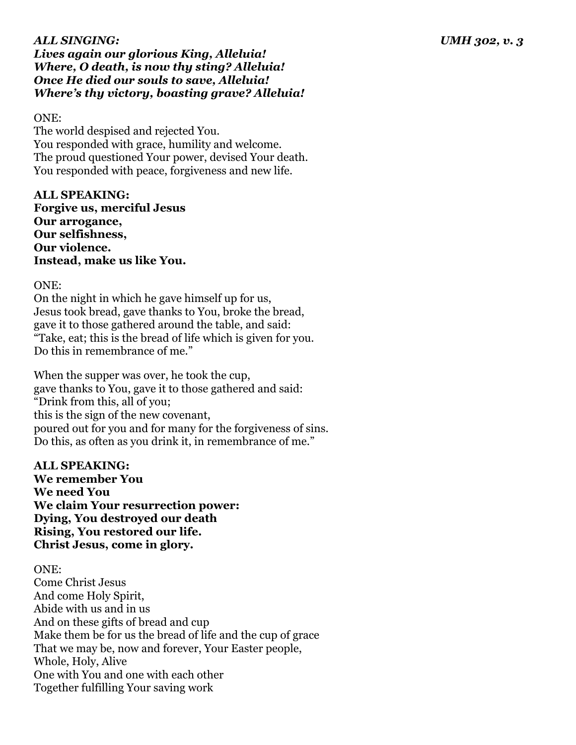***ALL SINGING:*** ***UMH 302, v. 3***

***Lives again our glorious King, Alleluia!***
***Where, O death, is now thy sting? Alleluia!***
***Once He died our souls to save, Alleluia!***
***Where's thy victory, boasting grave? Alleluia!***

ONE:
The world despised and rejected You.
You responded with grace, humility and welcome.
The proud questioned Your power, devised Your death.
You responded with peace, forgiveness and new life.

**ALL SPEAKING:**
**Forgive us, merciful Jesus**
**Our arrogance,**
**Our selfishness,**
**Our violence.**
**Instead, make us like You.**

ONE:
On the night in which he gave himself up for us,
Jesus took bread, gave thanks to You, broke the bread,
gave it to those gathered around the table, and said:
"Take, eat; this is the bread of life which is given for you.
Do this in remembrance of me."

When the supper was over, he took the cup,
gave thanks to You, gave it to those gathered and said:
"Drink from this, all of you;
this is the sign of the new covenant,
poured out for you and for many for the forgiveness of sins.
Do this, as often as you drink it, in remembrance of me."

**ALL SPEAKING:**
**We remember You**
**We need You**
**We claim Your resurrection power:**
**Dying, You destroyed our death**
**Rising, You restored our life.**
**Christ Jesus, come in glory.**

ONE:
Come Christ Jesus
And come Holy Spirit,
Abide with us and in us
And on these gifts of bread and cup
Make them be for us the bread of life and the cup of grace
That we may be, now and forever, Your Easter people,
Whole, Holy, Alive
One with You and one with each other
Together fulfilling Your saving work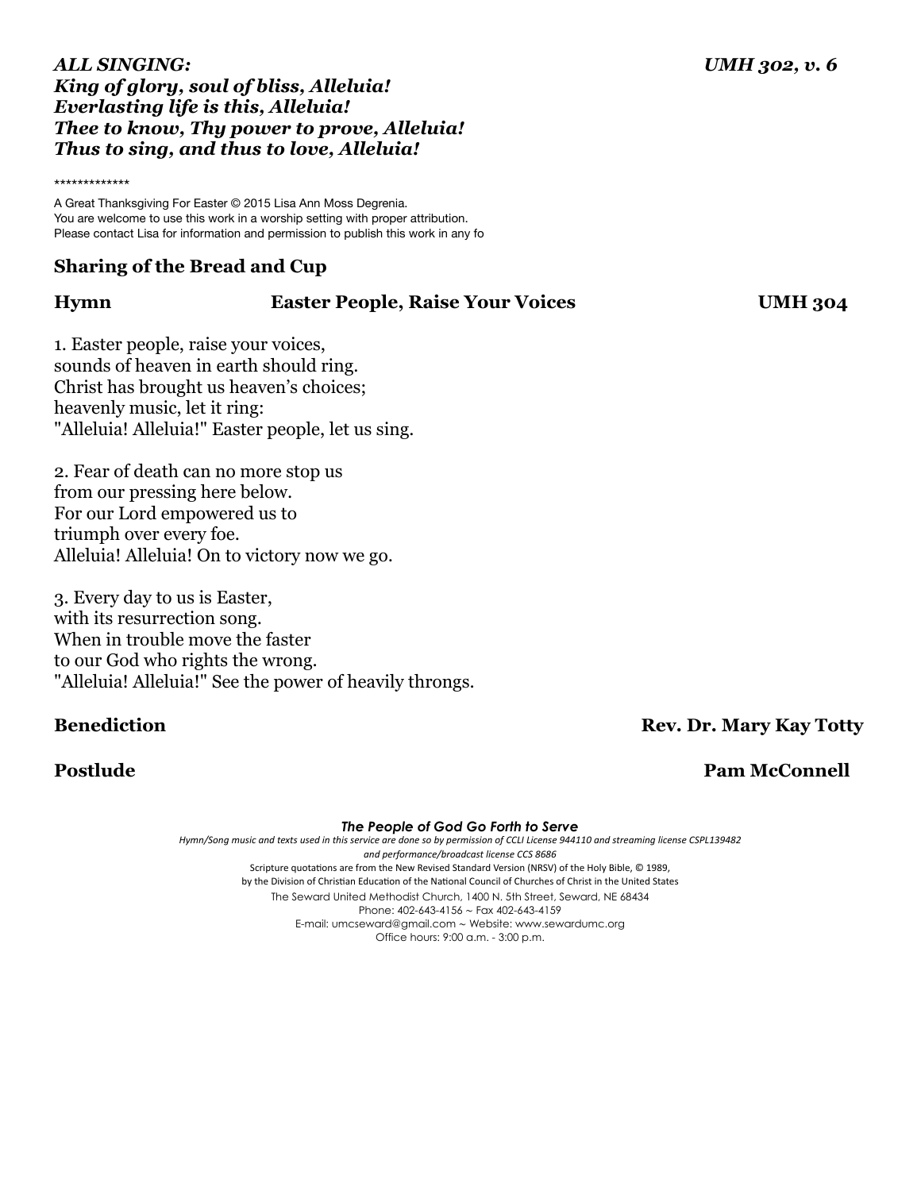***ALL SINGING:*** ***UMH 302, v. 6***

***King of glory, soul of bliss, Alleluia!***
***Everlasting life is this, Alleluia!***
***Thee to know, Thy power to prove, Alleluia!***
***Thus to sing, and thus to love, Alleluia!***

*************

A Great Thanksgiving For Easter © 2015 Lisa Ann Moss Degrenia.
You are welcome to use this work in a worship setting with proper attribution.
Please contact Lisa for information and permission to publish this work in any fo

**Sharing of the Bread and Cup**

**Hymn** **Easter People, Raise Your Voices** **UMH 304**

1. Easter people, raise your voices,
sounds of heaven in earth should ring.
Christ has brought us heaven's choices;
heavenly music, let it ring:
"Alleluia! Alleluia!" Easter people, let us sing.

2. Fear of death can no more stop us
from our pressing here below.
For our Lord empowered us to
triumph over every foe.
Alleluia! Alleluia! On to victory now we go.

3. Every day to us is Easter,
with its resurrection song.
When in trouble move the faster
to our God who rights the wrong.
"Alleluia! Alleluia!" See the power of heavily throngs.

**Benediction** **Rev. Dr. Mary Kay Totty**

**Postlude** **Pam McConnell**

***The People of God Go Forth to Serve***

*Hymn/Song music and texts used in this service are done so by permission of CCLI License 944110 and streaming license CSPL139482 and performance/broadcast license CCS 8686*

Scripture quotations are from the New Revised Standard Version (NRSV) of the Holy Bible, © 1989,
by the Division of Christian Education of the National Council of Churches of Christ in the United States

The Seward United Methodist Church, 1400 N. 5th Street, Seward, NE 68434
Phone: 402-643-4156 ~ Fax 402-643-4159
E-mail: umcseward@gmail.com ~ Website: www.sewardumc.org
Office hours: 9:00 a.m. - 3:00 p.m.